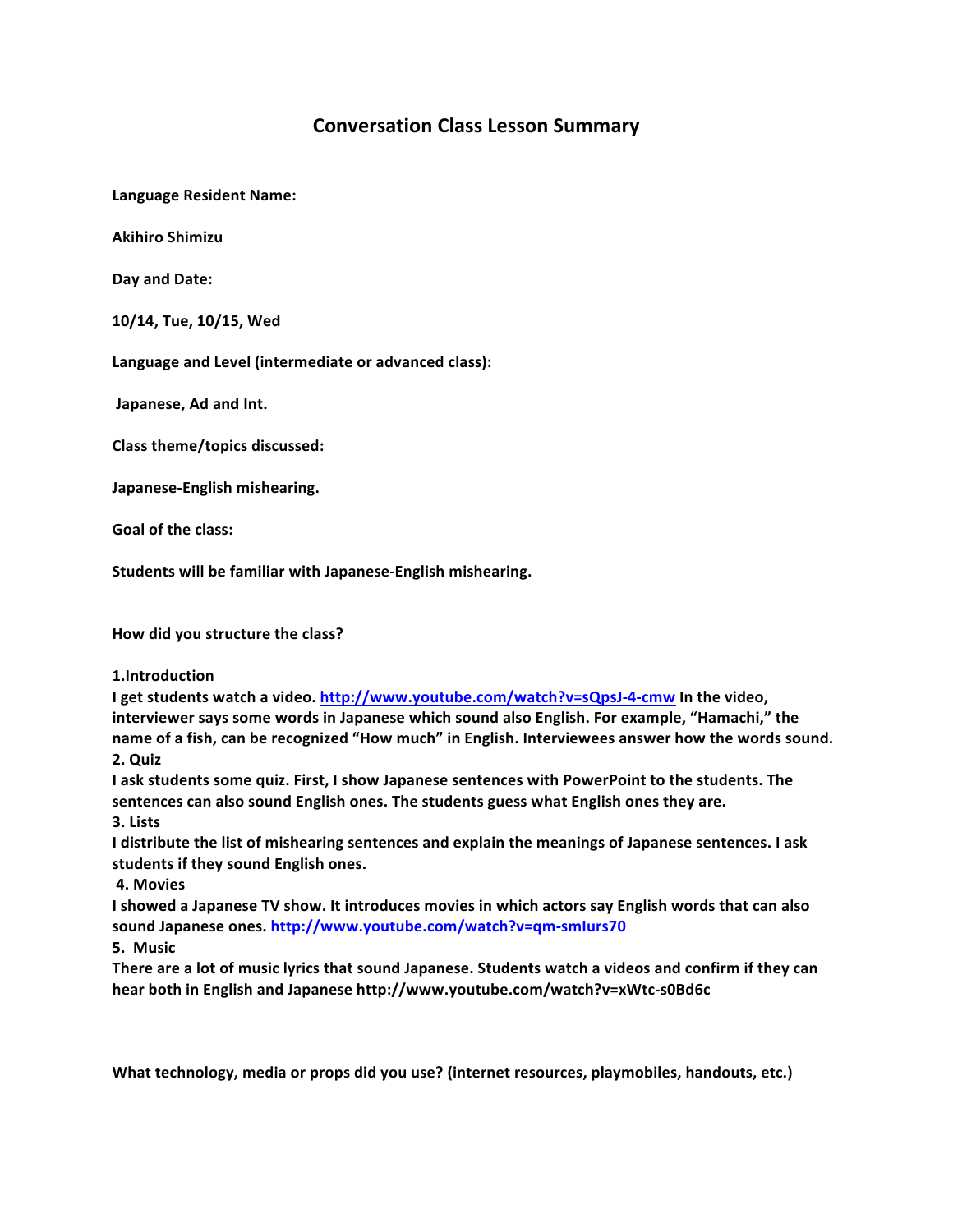# Conversation Class Lesson Summary

**Language Resident Name:**

**Akihiro Shimizu**

**Day and Date:**

**10/14, Tue, 10/15, Wed**

**Language and Level (intermediate or advanced class):**

**Japanese, Ad and Int.**

**Class theme/topics discussed:**

**Japanese-English mishearing.**

**Goal of the class:**

**Students will be familiar with Japanese-English mishearing.**

**How did you structure the class?**

**1.Introduction**
**I get students watch a video. http://www.youtube.com/watch?v=sQpsJ-4-cmw In the video, interviewer says some words in Japanese which sound also English. For example, "Hamachi," the name of a fish, can be recognized "How much" in English. Interviewees answer how the words sound.**
**2. Quiz**
**I ask students some quiz. First, I show Japanese sentences with PowerPoint to the students. The sentences can also sound English ones. The students guess what English ones they are.**
**3. Lists**
**I distribute the list of mishearing sentences and explain the meanings of Japanese sentences. I ask students if they sound English ones.**
**4. Movies**
**I showed a Japanese TV show. It introduces movies in which actors say English words that can also sound Japanese ones. http://www.youtube.com/watch?v=qm-smIurs70**
**5. Music**
**There are a lot of music lyrics that sound Japanese. Students watch a videos and confirm if they can hear both in English and Japanese http://www.youtube.com/watch?v=xWtc-s0Bd6c**

**What technology, media or props did you use? (internet resources, playmobiles, handouts, etc.)**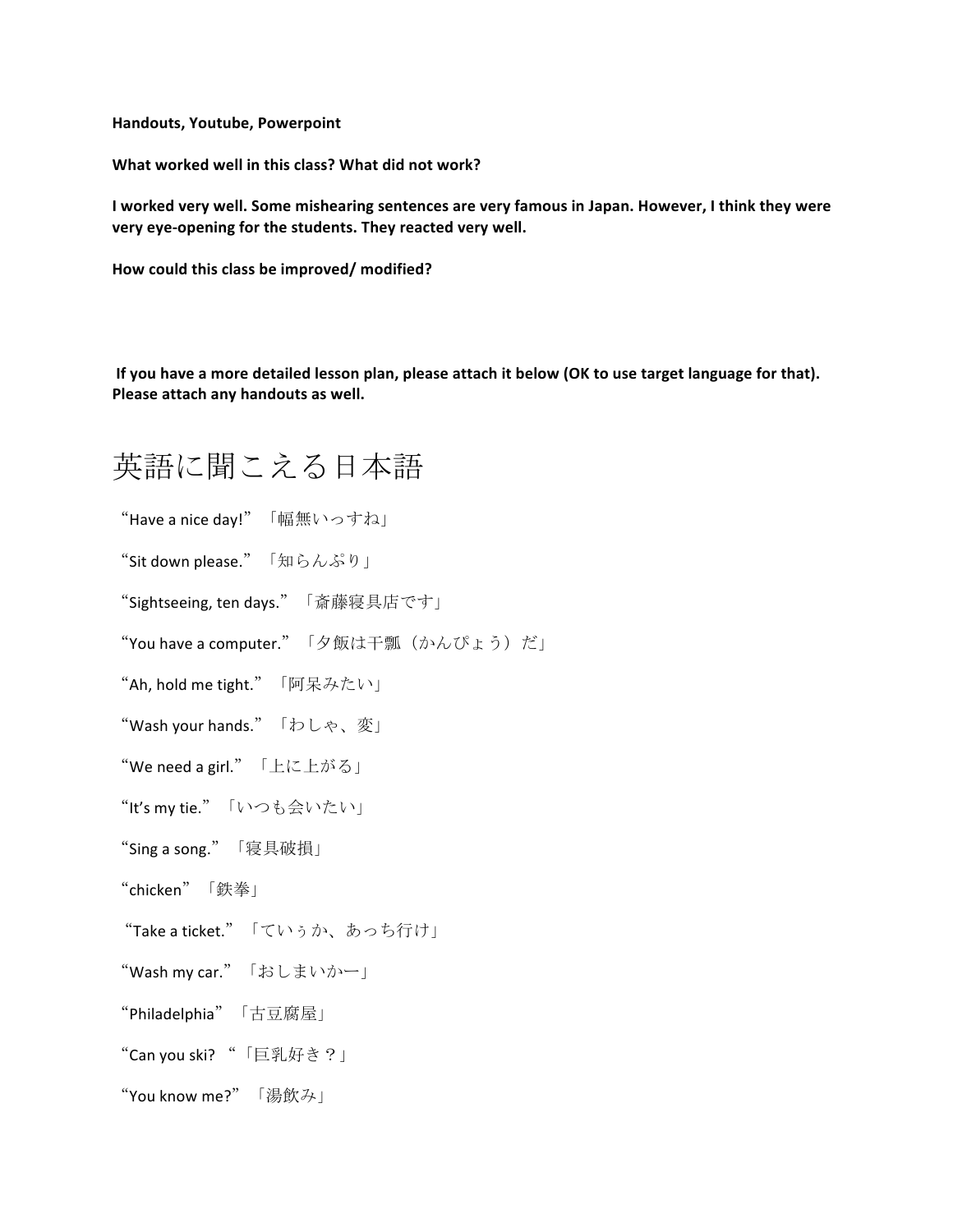**Handouts, Youtube, Powerpoint**

**What worked well in this class? What did not work?**

**I worked very well. Some mishearing sentences are very famous in Japan. However, I think they were very eye-opening for the students. They reacted very well.**

**How could this class be improved/ modified?**

**If you have a more detailed lesson plan, please attach it below (OK to use target language for that). Please attach any handouts as well.**

# 英語に聞こえる日本語

“Have a nice day!”「幅無いっすね」

“Sit down please.”「知らんぷり」

“Sightseeing, ten days.”「斎藤寝具店です」

“You have a computer.”「夕飯は干瓢（かんぴょう）だ」

“Ah, hold me tight.”「阿呆みたい」

“Wash your hands.”「わしゃ、変」

“We need a girl.”「上に上がる」

“It’s my tie.”「いつも会いたい」

“Sing a song.”「寝具破損」

“chicken”「鉄拳」

“Take a ticket.”「ていぅか、あっち行け」

“Wash my car.”「おしまいかー」

“Philadelphia”「古豆腐屋」

“Can you ski? “「巨乳好き？」

“You know me?”「湯飲み」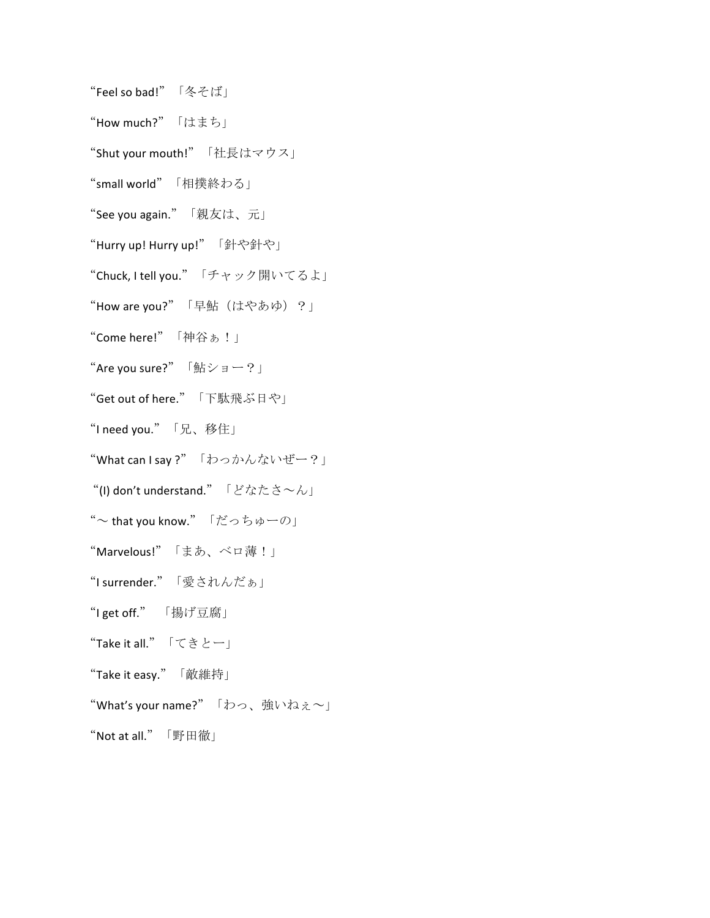"Feel so bad!"「冬そば」

"How much?"「はまち」

"Shut your mouth!"「社長はマウス」

"small world"「相撲終わる」

"See you again."「親友は、元」

"Hurry up! Hurry up!"「針や針や」

"Chuck, I tell you."「チャック開いてるよ」

"How are you?"「早鮎（はやあゆ）？」

"Come here!"「神谷ぁ！」

"Are you sure?"「鮎ショー？」

"Get out of here."「下駄飛ぶ日や」

"I need you."「兄、移住」

"What can I say ?"「わっかんないぜー？」

"(I) don't understand."「どなたさ～ん」

"～ that you know."「だっちゅーの」

"Marvelous!"「まあ、ベロ薄！」

"I surrender."「愛されんだぁ」

"I get off." 「揚げ豆腐」

"Take it all."「てきとー」

"Take it easy."「敵維持」

"What's your name?"「わっ、強いねぇ～」

"Not at all."「野田徹」